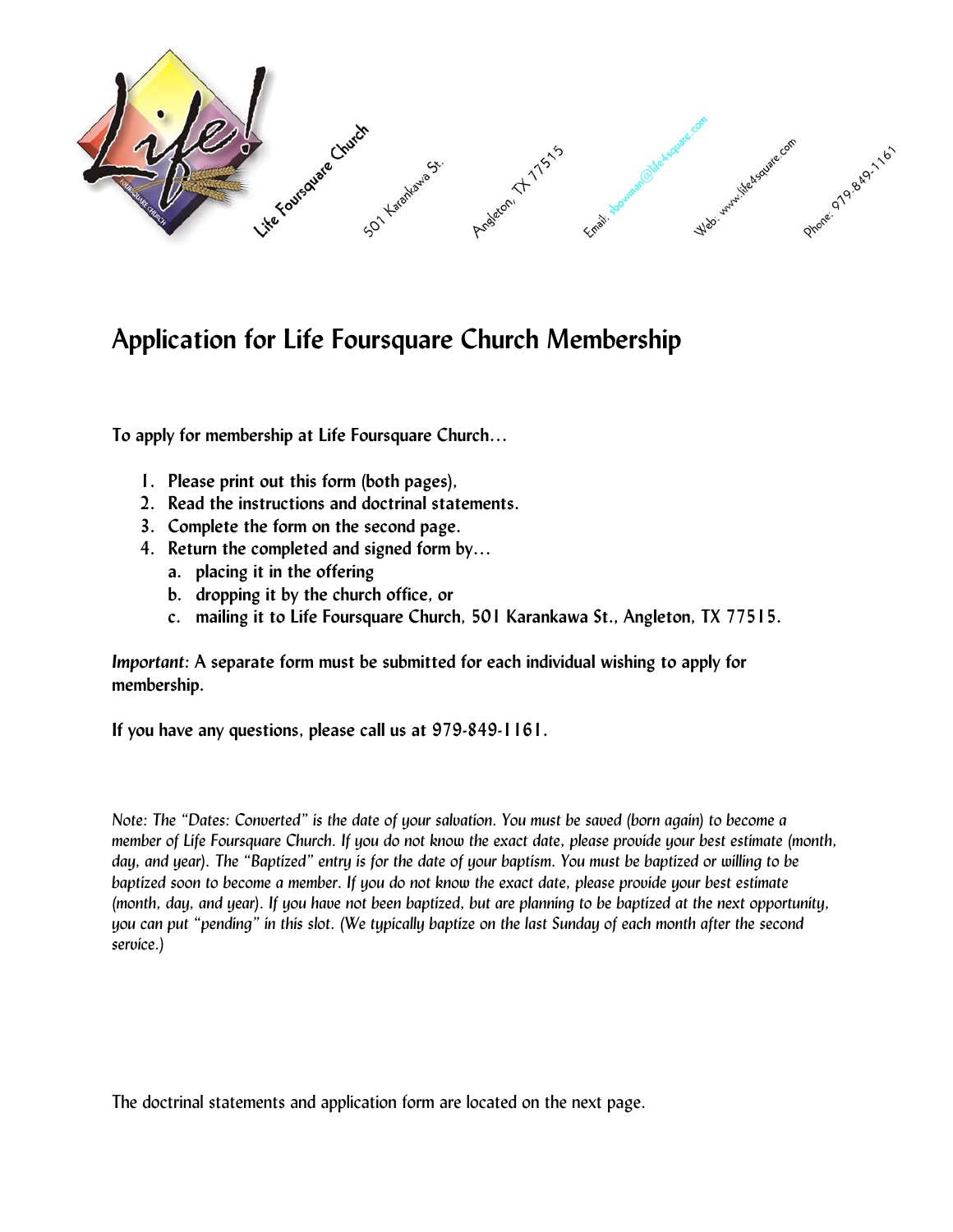Life Foursquare Church 501 Karankawa St. Angleton, TX 77515 Email: sbowman@life4square.com Web: www.life4square.com Phone: 979.849.1161

# Application for Life Foursquare Church Membership

**To apply for membership at Life Foursquare Church…**

1. **Please print out this form (both pages),**
2. **Read the instructions and doctrinal statements.**
3. **Complete the form on the second page.**
4. **Return the completed and signed form by…**
   a. **placing it in the offering**
   b. **dropping it by the church office, or**
   c. **mailing it to Life Foursquare Church, 501 Karankawa St., Angleton, TX 77515.**

***Important:*** **A separate form must be submitted for each individual wishing to apply for membership.**

**If you have any questions, please call us at 979-849-1161.**

*Note: The "Dates: Converted" is the date of your salvation. You must be saved (born again) to become a member of Life Foursquare Church. If you do not know the exact date, please provide your best estimate (month, day, and year). The "Baptized" entry is for the date of your baptism. You must be baptized or willing to be baptized soon to become a member. If you do not know the exact date, please provide your best estimate (month, day, and year). If you have not been baptized, but are planning to be baptized at the next opportunity, you can put "pending" in this slot. (We typically baptize on the last Sunday of each month after the second service.)*

The doctrinal statements and application form are located on the next page.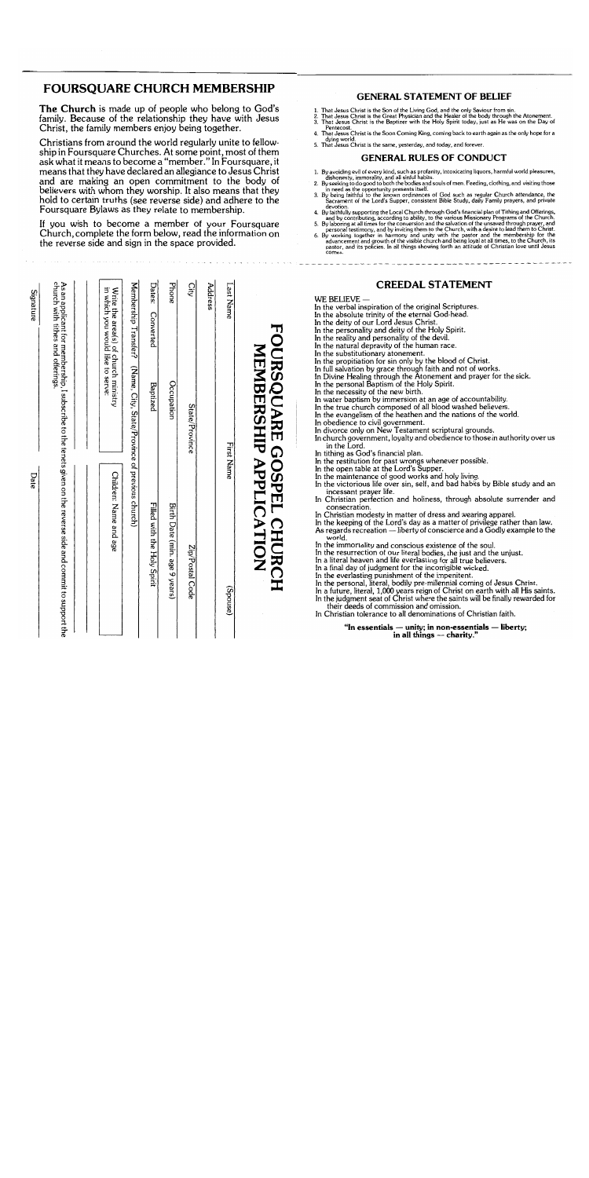## FOURSQUARE CHURCH MEMBERSHIP

**The Church** is made up of people who belong to God's family. Because of the relationship they have with Jesus Christ, the family members enjoy being together.

Christians from around the world regularly unite to fellowship in Foursquare Churches. At some point, most of them ask what it means to become a "member." In Foursquare, it means that they have declared an allegiance to Jesus Christ and are making an open commitment to the body of believers with whom they worship. It also means that they hold to certain truths (see reverse side) and adhere to the Foursquare Bylaws as they relate to membership.

If you wish to become a member of your Foursquare Church, complete the form below, read the information on the reverse side and sign in the space provided.

# FOURSQUARE GOSPEL CHURCH MEMBERSHIP APPLICATION

Last Name ______ First Name ______ (Spouse) ______

Address ______

City ______ State/Province ______ Zip/Postal Code ______

Phone ______ Occupation ______ Birth Date (min. age 9 years) ______

Dates: Converted ______ Baptized ______ Filled with the Holy Spirit ______

Membership Transfer? (Name, City, State/Province of previous church) ______

Write the area(s) of church ministry in which you would like to serve: ______

Children: Name and age ______

As an applicant for membership, I subscribe to the tenets given on the reverse side and commit to support the church with tithes and offerings.

Signature ______ Date ______

## GENERAL STATEMENT OF BELIEF

1. That Jesus Christ is the Son of the Living God, and the only Saviour from sin.
2. That Jesus Christ is the Great Physician and the Healer of the body through the Atonement.
3. That Jesus Christ is the Baptizer with the Holy Spirit today, just as He was on the Day of Pentecost.
4. That Jesus Christ is the Soon Coming King, coming back to earth again as the only hope for a dying world.
5. That Jesus Christ is the same, yesterday, and today, and forever.

## GENERAL RULES OF CONDUCT

1. By avoiding evil of every kind, such as profanity, intoxicating liquors, harmful world pleasures, dishonesty, immorality, and all sinful habits.
2. By seeking to do good to both the bodies and souls of men. Feeding, clothing, and visiting those in need as the opportunity presents itself.
3. By being faithful to the known ordinances of God such as regular Church attendance, the Sacrament of the Lord's Supper, consistent Bible Study, daily Family prayers, and private devotion.
4. By faithfully supporting the Local Church through God's financial plan of Tithing and Offerings, and by contributing, according to ability, to the various Missionary Programs of the Church.
5. By laboring at all times for the conversion and the salvation of the unsaved through prayer, and personal testimony, and by inviting them to the Church, with a desire to lead them to Christ.
6. By working together in harmony and unity with the pastor and the membership for the advancement and growth of the visible church and being loyal at all times, to the Church, its pastor, and its policies. In all things showing forth an attitude of Christian love until Jesus comes.

## CREEDAL STATEMENT

WE BELIEVE —

In the verbal inspiration of the original Scriptures.
In the absolute trinity of the eternal God-head.
In the deity of our Lord Jesus Christ.
In the personality and deity of the Holy Spirit.
In the reality and personality of the devil.
In the natural depravity of the human race.
In the substitutionary atonement.
In the propitiation for sin only by the blood of Christ.
In full salvation by grace through faith and not of works.
In Divine Healing through the Atonement and prayer for the sick.
In the personal Baptism of the Holy Spirit.
In the necessity of the new birth.
In water baptism by immersion at an age of accountability.
In the true church composed of all blood washed believers.
In the evangelism of the heathen and the nations of the world.
In obedience to civil government.
In divorce only on New Testament scriptural grounds.
In church government, loyalty and obedience to those in authority over us in the Lord.
In tithing as God's financial plan.
In the restitution for past wrongs whenever possible.
In the open table at the Lord's Supper.
In the maintenance of good works and holy living.
In the victorious life over sin, self, and bad habits by Bible study and an incessant prayer life.
In Christian perfection and holiness, through absolute surrender and consecration.
In Christian modesty in matter of dress and wearing apparel.
In the keeping of the Lord's day as a matter of privilege rather than law.
As regards recreation — liberty of conscience and a Godly example to the world.
In the immortality and conscious existence of the soul.
In the resurrection of our literal bodies, the just and the unjust.
In a literal heaven and life everlasting for all true believers.
In a final day of judgment for the incorrigible wicked.
In the everlasting punishment of the impenitent.
In the personal, literal, bodily pre-millennial coming of Jesus Christ.
In a future, literal, 1,000 years reign of Christ on earth with all His saints.
In the judgment seat of Christ where the saints will be finally rewarded for their deeds of commission and omission.
In Christian tolerance to all denominations of Christian faith.

**"In essentials — unity; in non-essentials — liberty; in all things — charity."**